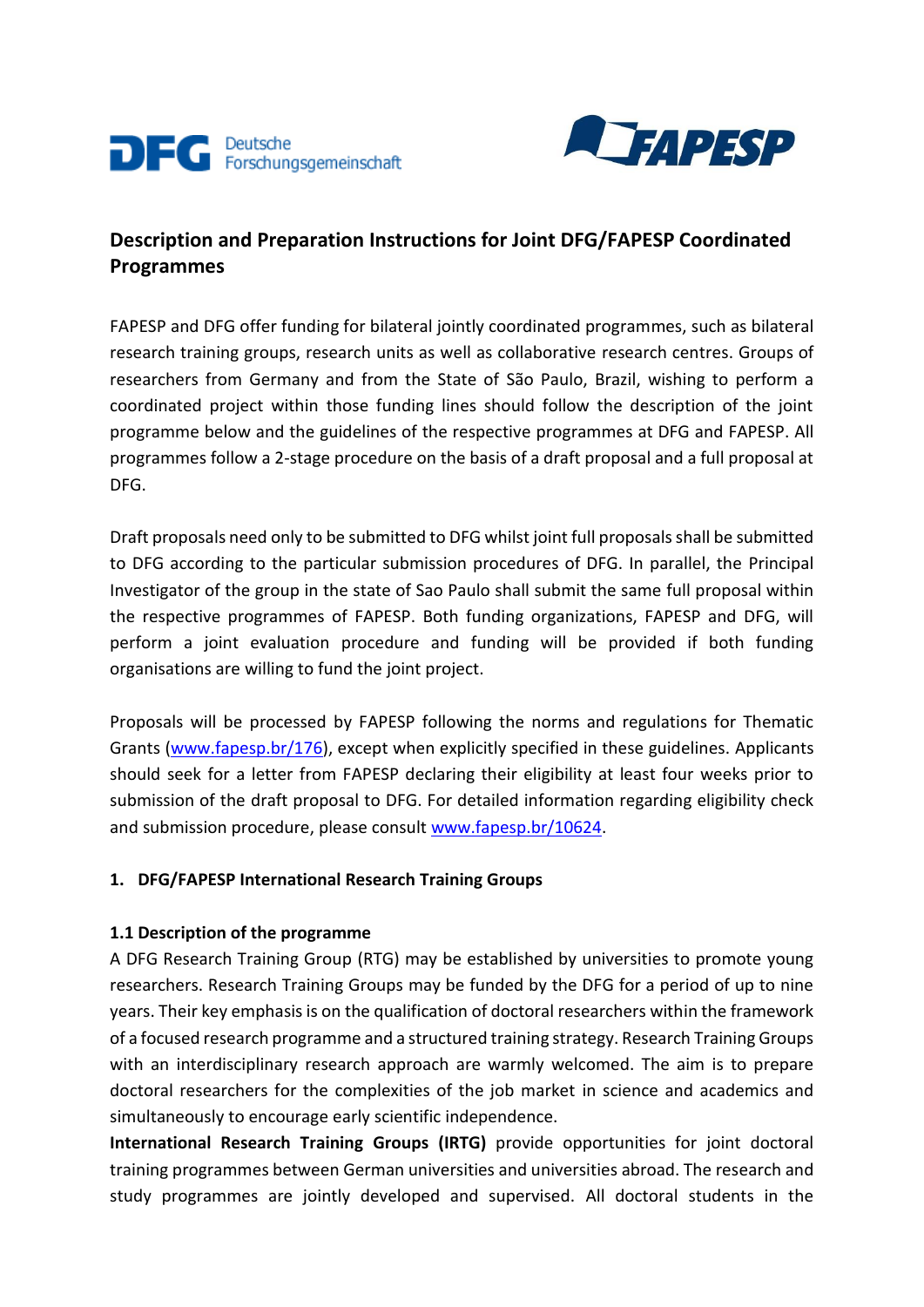# Description and Preparation Instructions for Joint DFG/FAPESP Coordinated Programmes

FAPESP and DFG offer funding for bilateral jointly coordinated programmes, such as bilateral research training groups, research units as well as collaborative research centres. Groups of researchers from Germany and from the State of São Paulo, Brazil, wishing to perform a coordinated project within those funding lines should follow the description of the joint programme below and the guidelines of the respective programmes at DFG and FAPESP. All programmes follow a 2-stage procedure on the basis of a draft proposal and a full proposal at DFG.

Draft proposals need only to be submitted to DFG whilst joint full proposals shall be submitted to DFG according to the particular submission procedures of DFG. In parallel, the Principal Investigator of the group in the state of Sao Paulo shall submit the same full proposal within the respective programmes of FAPESP. Both funding organizations, FAPESP and DFG, will perform a joint evaluation procedure and funding will be provided if both funding organisations are willing to fund the joint project.

Proposals will be processed by FAPESP following the norms and regulations for Thematic Grants (www.fapesp.br/176), except when explicitly specified in these guidelines. Applicants should seek for a letter from FAPESP declaring their eligibility at least four weeks prior to submission of the draft proposal to DFG. For detailed information regarding eligibility check and submission procedure, please consult www.fapesp.br/10624.

## 1. DFG/FAPESP International Research Training Groups

### 1.1 Description of the programme

A DFG Research Training Group (RTG) may be established by universities to promote young researchers. Research Training Groups may be funded by the DFG for a period of up to nine years. Their key emphasis is on the qualification of doctoral researchers within the framework of a focused research programme and a structured training strategy. Research Training Groups with an interdisciplinary research approach are warmly welcomed. The aim is to prepare doctoral researchers for the complexities of the job market in science and academics and simultaneously to encourage early scientific independence.

**International Research Training Groups (IRTG)** provide opportunities for joint doctoral training programmes between German universities and universities abroad. The research and study programmes are jointly developed and supervised. All doctoral students in the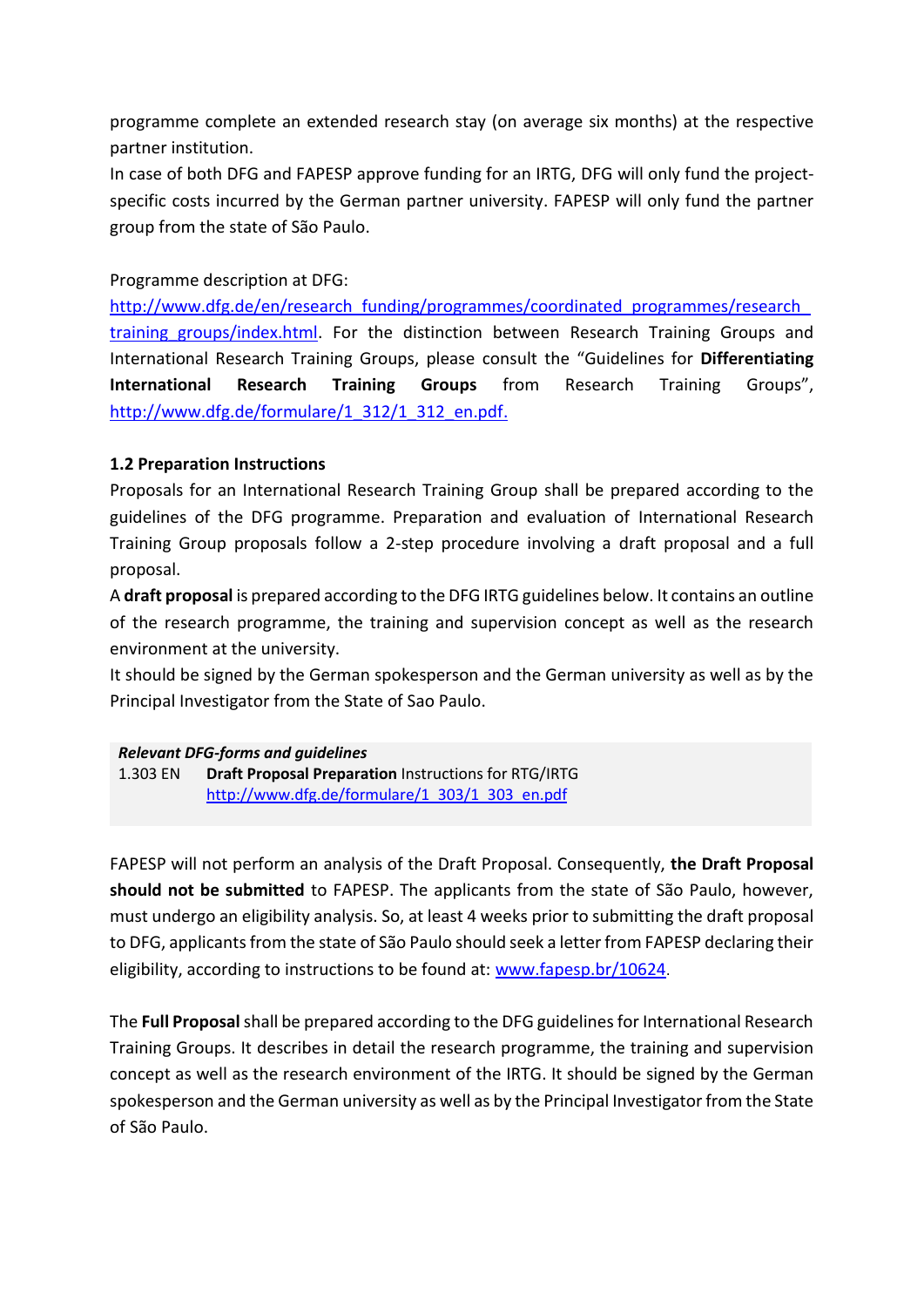programme complete an extended research stay (on average six months) at the respective partner institution.
In case of both DFG and FAPESP approve funding for an IRTG, DFG will only fund the project-specific costs incurred by the German partner university. FAPESP will only fund the partner group from the state of São Paulo.

Programme description at DFG:
[http://www.dfg.de/en/research_funding/programmes/coordinated_programmes/research_training_groups/index.html](http://www.dfg.de/en/research_funding/programmes/coordinated_programmes/research_training_groups/index.html). For the distinction between Research Training Groups and International Research Training Groups, please consult the "Guidelines for **Differentiating International Research Training Groups** from Research Training Groups", [http://www.dfg.de/formulare/1_312/1_312_en.pdf.](http://www.dfg.de/formulare/1_312/1_312_en.pdf)

### 1.2 Preparation Instructions

Proposals for an International Research Training Group shall be prepared according to the guidelines of the DFG programme. Preparation and evaluation of International Research Training Group proposals follow a 2-step procedure involving a draft proposal and a full proposal.
A **draft proposal** is prepared according to the DFG IRTG guidelines below. It contains an outline of the research programme, the training and supervision concept as well as the research environment at the university.
It should be signed by the German spokesperson and the German university as well as by the Principal Investigator from the State of Sao Paulo.

***Relevant DFG-forms and guidelines***

1.303 EN **Draft Proposal Preparation** Instructions for RTG/IRTG
[http://www.dfg.de/formulare/1_303/1_303_en.pdf](http://www.dfg.de/formulare/1_303/1_303_en.pdf)

FAPESP will not perform an analysis of the Draft Proposal. Consequently, **the Draft Proposal should not be submitted** to FAPESP. The applicants from the state of São Paulo, however, must undergo an eligibility analysis. So, at least 4 weeks prior to submitting the draft proposal to DFG, applicants from the state of São Paulo should seek a letter from FAPESP declaring their eligibility, according to instructions to be found at: [www.fapesp.br/10624](http://www.fapesp.br/10624).

The **Full Proposal** shall be prepared according to the DFG guidelines for International Research Training Groups. It describes in detail the research programme, the training and supervision concept as well as the research environment of the IRTG. It should be signed by the German spokesperson and the German university as well as by the Principal Investigator from the State of São Paulo.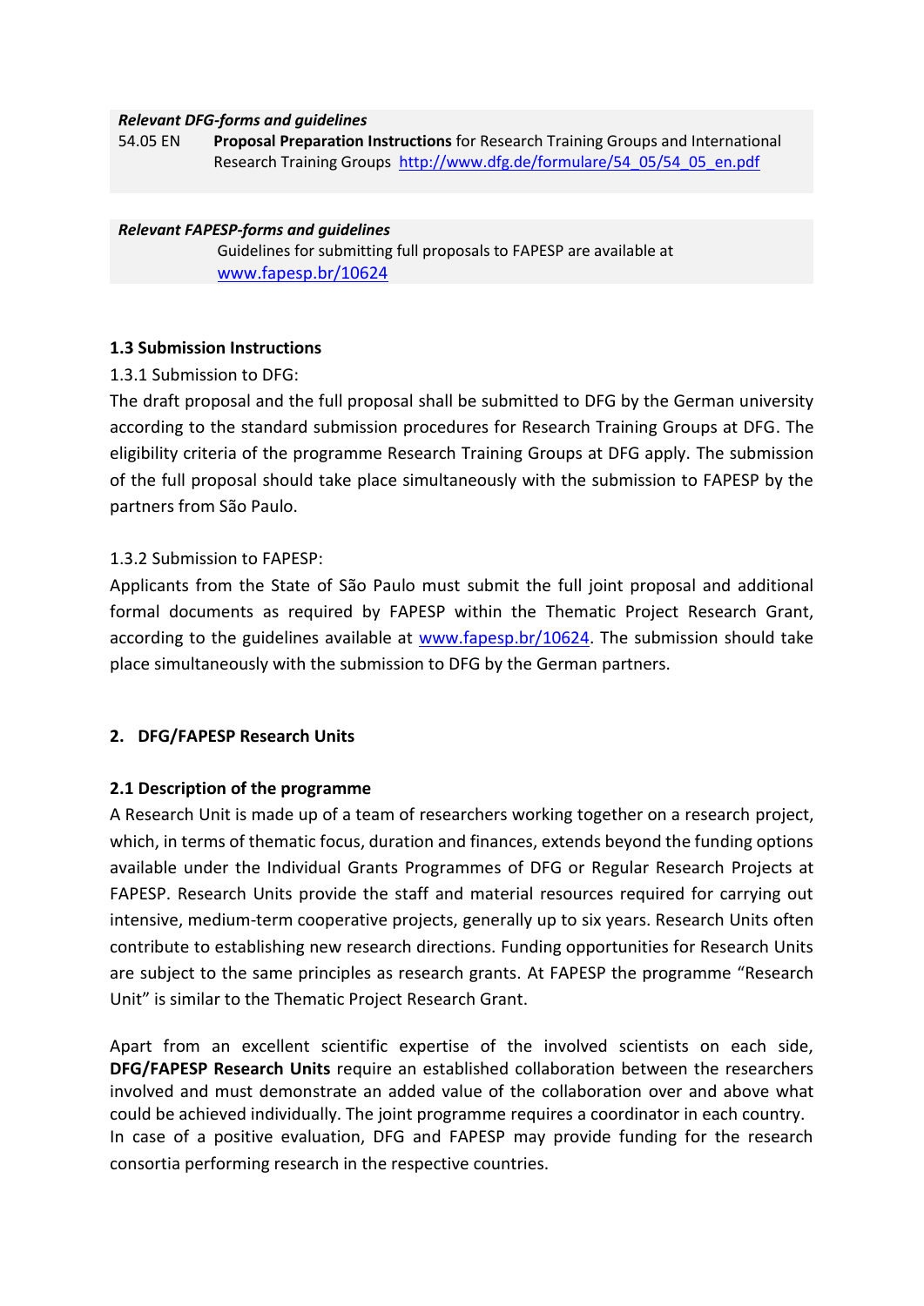***Relevant DFG-forms and guidelines***

54.05 EN **Proposal Preparation Instructions** for Research Training Groups and International Research Training Groups [http://www.dfg.de/formulare/54_05/54_05_en.pdf](http://www.dfg.de/formulare/54_05/54_05_en.pdf)

***Relevant FAPESP-forms and guidelines***

Guidelines for submitting full proposals to FAPESP are available at [www.fapesp.br/10624](http://www.fapesp.br/10624)

### 1.3 Submission Instructions

1.3.1 Submission to DFG:

The draft proposal and the full proposal shall be submitted to DFG by the German university according to the standard submission procedures for Research Training Groups at DFG. The eligibility criteria of the programme Research Training Groups at DFG apply. The submission of the full proposal should take place simultaneously with the submission to FAPESP by the partners from São Paulo.

1.3.2 Submission to FAPESP:

Applicants from the State of São Paulo must submit the full joint proposal and additional formal documents as required by FAPESP within the Thematic Project Research Grant, according to the guidelines available at [www.fapesp.br/10624](http://www.fapesp.br/10624). The submission should take place simultaneously with the submission to DFG by the German partners.

## 2. DFG/FAPESP Research Units

### 2.1 Description of the programme

A Research Unit is made up of a team of researchers working together on a research project, which, in terms of thematic focus, duration and finances, extends beyond the funding options available under the Individual Grants Programmes of DFG or Regular Research Projects at FAPESP. Research Units provide the staff and material resources required for carrying out intensive, medium-term cooperative projects, generally up to six years. Research Units often contribute to establishing new research directions. Funding opportunities for Research Units are subject to the same principles as research grants. At FAPESP the programme "Research Unit" is similar to the Thematic Project Research Grant.

Apart from an excellent scientific expertise of the involved scientists on each side, **DFG/FAPESP Research Units** require an established collaboration between the researchers involved and must demonstrate an added value of the collaboration over and above what could be achieved individually. The joint programme requires a coordinator in each country.
In case of a positive evaluation, DFG and FAPESP may provide funding for the research consortia performing research in the respective countries.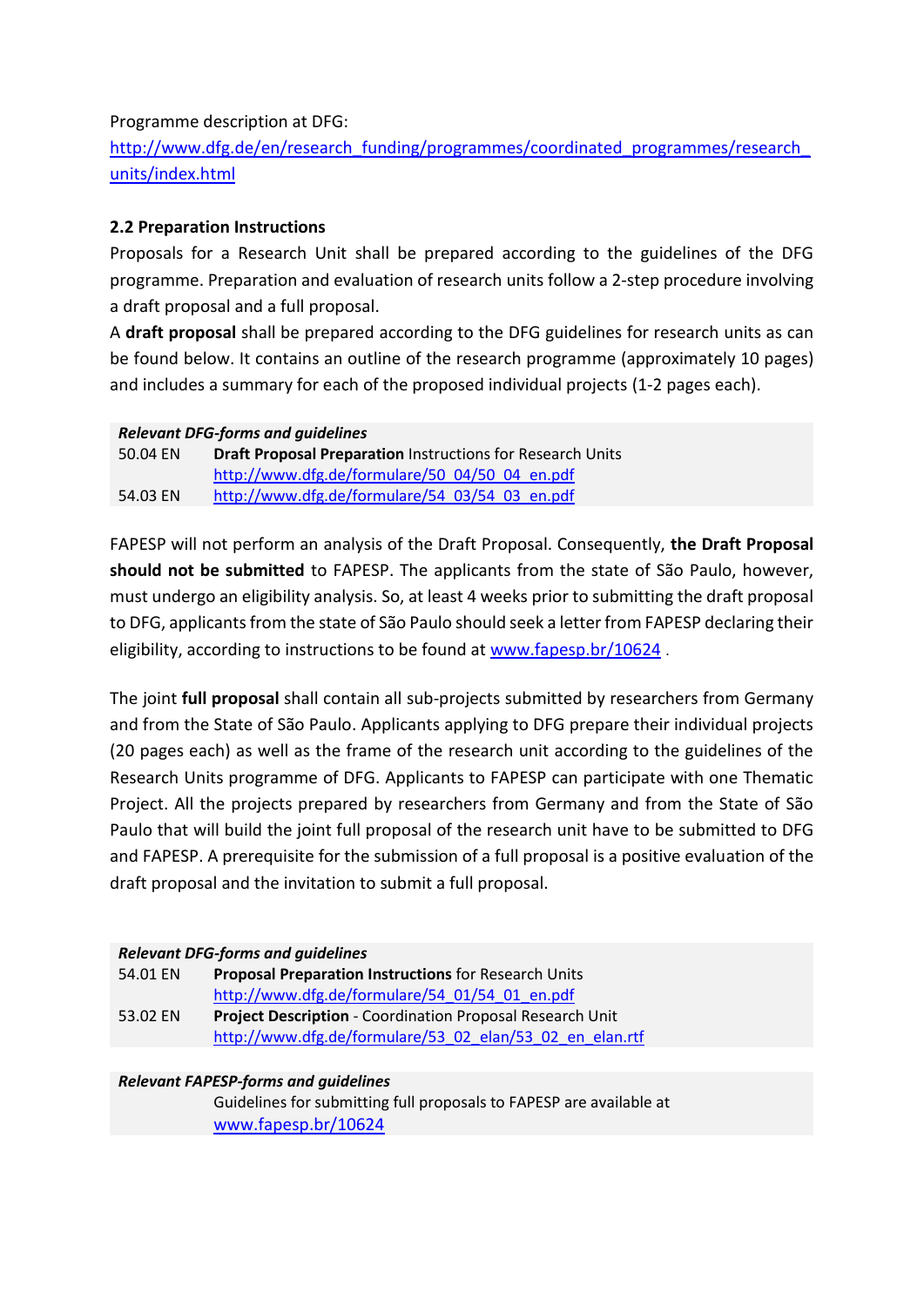Programme description at DFG:
http://www.dfg.de/en/research_funding/programmes/coordinated_programmes/research_units/index.html

### 2.2 Preparation Instructions

Proposals for a Research Unit shall be prepared according to the guidelines of the DFG programme. Preparation and evaluation of research units follow a 2-step procedure involving a draft proposal and a full proposal.

A **draft proposal** shall be prepared according to the DFG guidelines for research units as can be found below. It contains an outline of the research programme (approximately 10 pages) and includes a summary for each of the proposed individual projects (1-2 pages each).

| ***Relevant DFG-forms and guidelines*** | |
|---|---|
| 50.04 EN | **Draft Proposal Preparation** Instructions for Research Units<br>http://www.dfg.de/formulare/50_04/50_04_en.pdf |
| 54.03 EN | http://www.dfg.de/formulare/54_03/54_03_en.pdf |

FAPESP will not perform an analysis of the Draft Proposal. Consequently, **the Draft Proposal should not be submitted** to FAPESP. The applicants from the state of São Paulo, however, must undergo an eligibility analysis. So, at least 4 weeks prior to submitting the draft proposal to DFG, applicants from the state of São Paulo should seek a letter from FAPESP declaring their eligibility, according to instructions to be found at www.fapesp.br/10624 .

The joint **full proposal** shall contain all sub-projects submitted by researchers from Germany and from the State of São Paulo. Applicants applying to DFG prepare their individual projects (20 pages each) as well as the frame of the research unit according to the guidelines of the Research Units programme of DFG. Applicants to FAPESP can participate with one Thematic Project. All the projects prepared by researchers from Germany and from the State of São Paulo that will build the joint full proposal of the research unit have to be submitted to DFG and FAPESP. A prerequisite for the submission of a full proposal is a positive evaluation of the draft proposal and the invitation to submit a full proposal.

| ***Relevant DFG-forms and guidelines*** | |
|---|---|
| 54.01 EN | **Proposal Preparation Instructions** for Research Units<br>http://www.dfg.de/formulare/54_01/54_01_en.pdf |
| 53.02 EN | **Project Description** - Coordination Proposal Research Unit<br>http://www.dfg.de/formulare/53_02_elan/53_02_en_elan.rtf |

| ***Relevant FAPESP-forms and guidelines*** | |
|---|---|
| | Guidelines for submitting full proposals to FAPESP are available at<br>www.fapesp.br/10624 |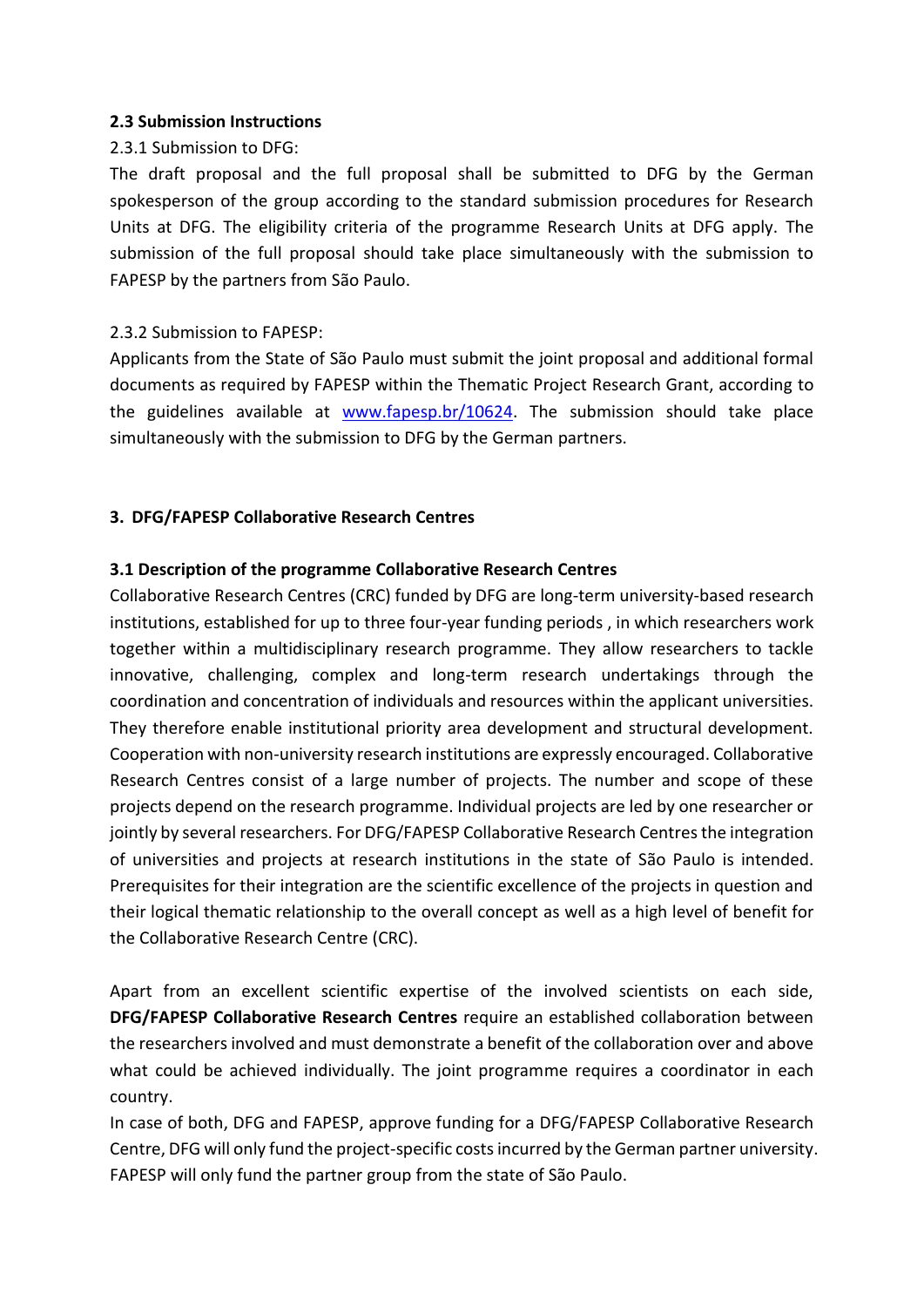### 2.3 Submission Instructions

2.3.1 Submission to DFG:

The draft proposal and the full proposal shall be submitted to DFG by the German spokesperson of the group according to the standard submission procedures for Research Units at DFG. The eligibility criteria of the programme Research Units at DFG apply. The submission of the full proposal should take place simultaneously with the submission to FAPESP by the partners from São Paulo.

2.3.2 Submission to FAPESP:

Applicants from the State of São Paulo must submit the joint proposal and additional formal documents as required by FAPESP within the Thematic Project Research Grant, according to the guidelines available at [www.fapesp.br/10624](http://www.fapesp.br/10624). The submission should take place simultaneously with the submission to DFG by the German partners.

## 3. DFG/FAPESP Collaborative Research Centres

### 3.1 Description of the programme Collaborative Research Centres

Collaborative Research Centres (CRC) funded by DFG are long-term university-based research institutions, established for up to three four-year funding periods , in which researchers work together within a multidisciplinary research programme. They allow researchers to tackle innovative, challenging, complex and long-term research undertakings through the coordination and concentration of individuals and resources within the applicant universities. They therefore enable institutional priority area development and structural development. Cooperation with non-university research institutions are expressly encouraged. Collaborative Research Centres consist of a large number of projects. The number and scope of these projects depend on the research programme. Individual projects are led by one researcher or jointly by several researchers. For DFG/FAPESP Collaborative Research Centres the integration of universities and projects at research institutions in the state of São Paulo is intended. Prerequisites for their integration are the scientific excellence of the projects in question and their logical thematic relationship to the overall concept as well as a high level of benefit for the Collaborative Research Centre (CRC).

Apart from an excellent scientific expertise of the involved scientists on each side, **DFG/FAPESP Collaborative Research Centres** require an established collaboration between the researchers involved and must demonstrate a benefit of the collaboration over and above what could be achieved individually. The joint programme requires a coordinator in each country.

In case of both, DFG and FAPESP, approve funding for a DFG/FAPESP Collaborative Research Centre, DFG will only fund the project-specific costs incurred by the German partner university. FAPESP will only fund the partner group from the state of São Paulo.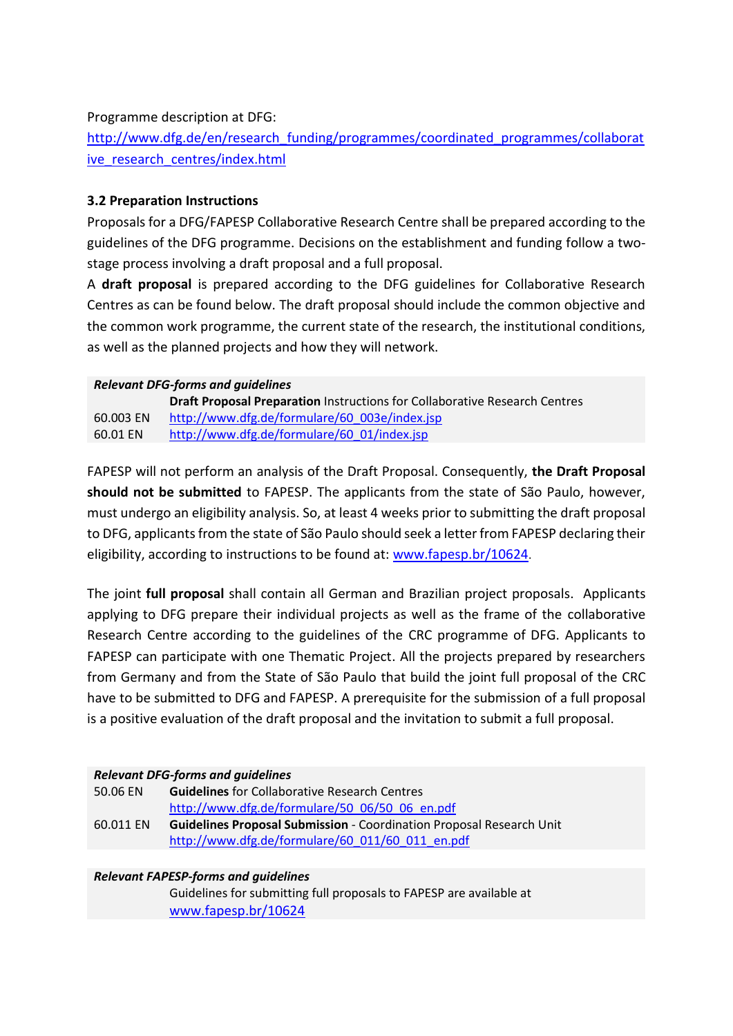Programme description at DFG:
http://www.dfg.de/en/research_funding/programmes/coordinated_programmes/collaborative_research_centres/index.html

### 3.2 Preparation Instructions

Proposals for a DFG/FAPESP Collaborative Research Centre shall be prepared according to the guidelines of the DFG programme. Decisions on the establishment and funding follow a two-stage process involving a draft proposal and a full proposal.

A **draft proposal** is prepared according to the DFG guidelines for Collaborative Research Centres as can be found below. The draft proposal should include the common objective and the common work programme, the current state of the research, the institutional conditions, as well as the planned projects and how they will network.

| ***Relevant DFG-forms and guidelines*** | |
|---|---|
| | **Draft Proposal Preparation** Instructions for Collaborative Research Centres |
| 60.003 EN | http://www.dfg.de/formulare/60_003e/index.jsp |
| 60.01 EN | http://www.dfg.de/formulare/60_01/index.jsp |

FAPESP will not perform an analysis of the Draft Proposal. Consequently, **the Draft Proposal should not be submitted** to FAPESP. The applicants from the state of São Paulo, however, must undergo an eligibility analysis. So, at least 4 weeks prior to submitting the draft proposal to DFG, applicants from the state of São Paulo should seek a letter from FAPESP declaring their eligibility, according to instructions to be found at: www.fapesp.br/10624.

The joint **full proposal** shall contain all German and Brazilian project proposals. Applicants applying to DFG prepare their individual projects as well as the frame of the collaborative Research Centre according to the guidelines of the CRC programme of DFG. Applicants to FAPESP can participate with one Thematic Project. All the projects prepared by researchers from Germany and from the State of São Paulo that build the joint full proposal of the CRC have to be submitted to DFG and FAPESP. A prerequisite for the submission of a full proposal is a positive evaluation of the draft proposal and the invitation to submit a full proposal.

| ***Relevant DFG-forms and guidelines*** | |
|---|---|
| 50.06 EN | **Guidelines** for Collaborative Research Centres<br>http://www.dfg.de/formulare/50_06/50_06_en.pdf |
| 60.011 EN | **Guidelines Proposal Submission** - Coordination Proposal Research Unit<br>http://www.dfg.de/formulare/60_011/60_011_en.pdf |

| ***Relevant FAPESP-forms and guidelines*** | |
|---|---|
| | Guidelines for submitting full proposals to FAPESP are available at<br>www.fapesp.br/10624 |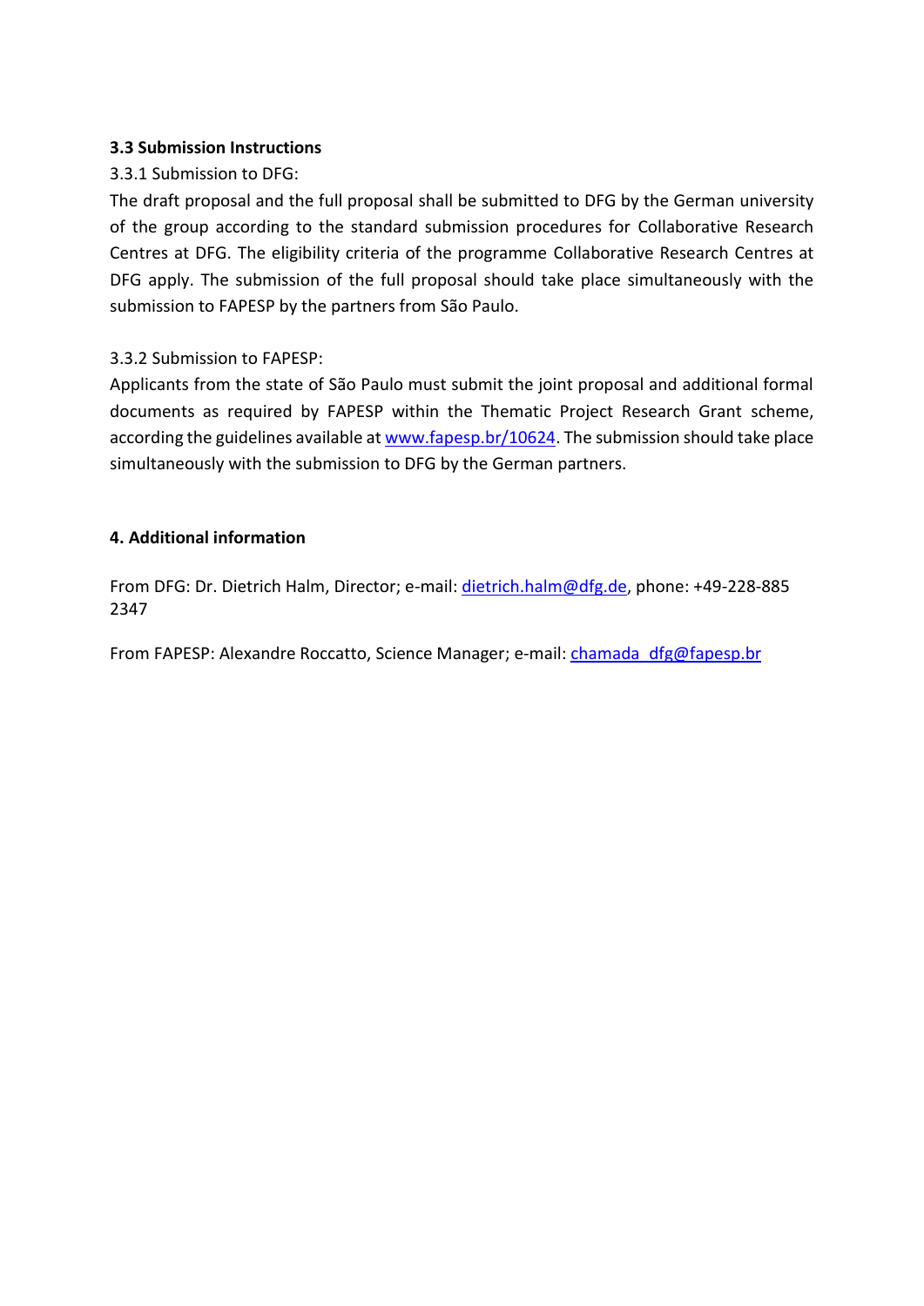### 3.3 Submission Instructions

3.3.1 Submission to DFG:

The draft proposal and the full proposal shall be submitted to DFG by the German university of the group according to the standard submission procedures for Collaborative Research Centres at DFG. The eligibility criteria of the programme Collaborative Research Centres at DFG apply. The submission of the full proposal should take place simultaneously with the submission to FAPESP by the partners from São Paulo.

3.3.2 Submission to FAPESP:

Applicants from the state of São Paulo must submit the joint proposal and additional formal documents as required by FAPESP within the Thematic Project Research Grant scheme, according the guidelines available at www.fapesp.br/10624. The submission should take place simultaneously with the submission to DFG by the German partners.

## 4. Additional information

From DFG: Dr. Dietrich Halm, Director; e-mail: dietrich.halm@dfg.de, phone: +49-228-885 2347

From FAPESP: Alexandre Roccatto, Science Manager; e-mail: chamada_dfg@fapesp.br